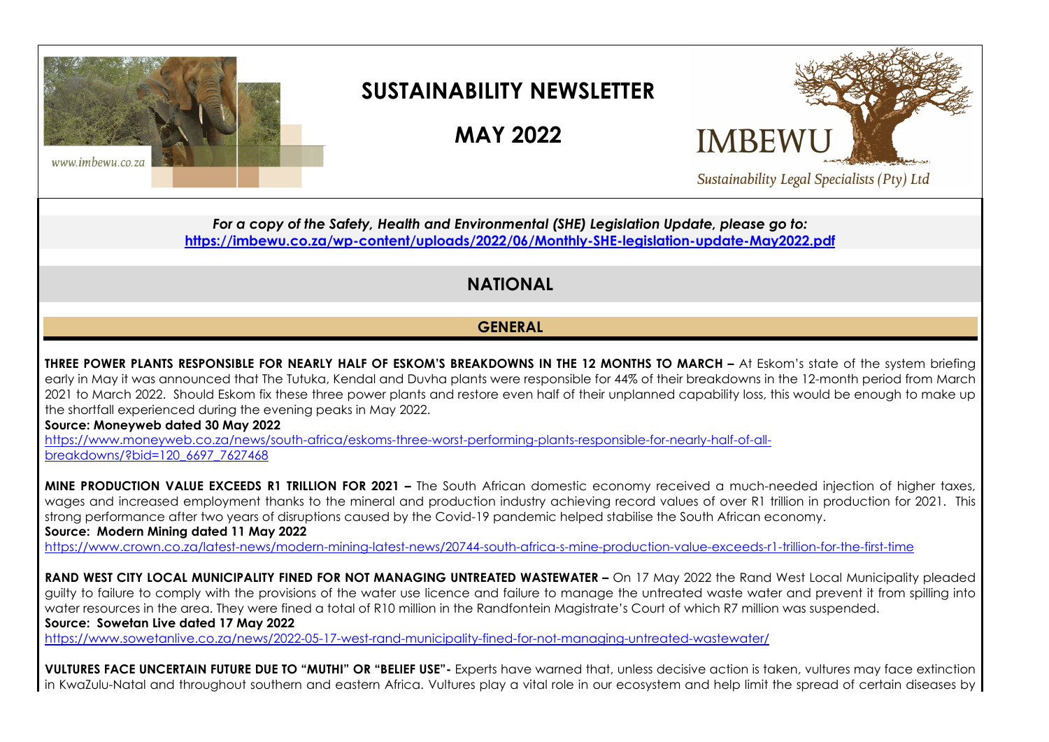www.imbewu.co.za

# SUSTAINABILITY NEWSLETTER

# MAY 2022

IMBEWU

*Sustainability Legal Specialists (Pty) Ltd*

***For a copy of the Safety, Health and Environmental (SHE) Legislation Update, please go to:***
**https://imbewu.co.za/wp-content/uploads/2022/06/Monthly-SHE-legislation-update-May2022.pdf**

## NATIONAL

### GENERAL

**THREE POWER PLANTS RESPONSIBLE FOR NEARLY HALF OF ESKOM'S BREAKDOWNS IN THE 12 MONTHS TO MARCH –** At Eskom's state of the system briefing early in May it was announced that The Tutuka, Kendal and Duvha plants were responsible for 44% of their breakdowns in the 12-month period from March 2021 to March 2022. Should Eskom fix these three power plants and restore even half of their unplanned capability loss, this would be enough to make up the shortfall experienced during the evening peaks in May 2022.

**Source: Moneyweb dated 30 May 2022**

https://www.moneyweb.co.za/news/south-africa/eskoms-three-worst-performing-plants-responsible-for-nearly-half-of-all-breakdowns/?bid=120_6697_7627468

**MINE PRODUCTION VALUE EXCEEDS R1 TRILLION FOR 2021 –** The South African domestic economy received a much-needed injection of higher taxes, wages and increased employment thanks to the mineral and production industry achieving record values of over R1 trillion in production for 2021. This strong performance after two years of disruptions caused by the Covid-19 pandemic helped stabilise the South African economy.

**Source: Modern Mining dated 11 May 2022**

https://www.crown.co.za/latest-news/modern-mining-latest-news/20744-south-africa-s-mine-production-value-exceeds-r1-trillion-for-the-first-time

**RAND WEST CITY LOCAL MUNICIPALITY FINED FOR NOT MANAGING UNTREATED WASTEWATER –** On 17 May 2022 the Rand West Local Municipality pleaded guilty to failure to comply with the provisions of the water use licence and failure to manage the untreated waste water and prevent it from spilling into water resources in the area. They were fined a total of R10 million in the Randfontein Magistrate's Court of which R7 million was suspended.

**Source: Sowetan Live dated 17 May 2022**

https://www.sowetanlive.co.za/news/2022-05-17-west-rand-municipality-fined-for-not-managing-untreated-wastewater/

**VULTURES FACE UNCERTAIN FUTURE DUE TO "MUTHI" OR "BELIEF USE"-** Experts have warned that, unless decisive action is taken, vultures may face extinction in KwaZulu-Natal and throughout southern and eastern Africa. Vultures play a vital role in our ecosystem and help limit the spread of certain diseases by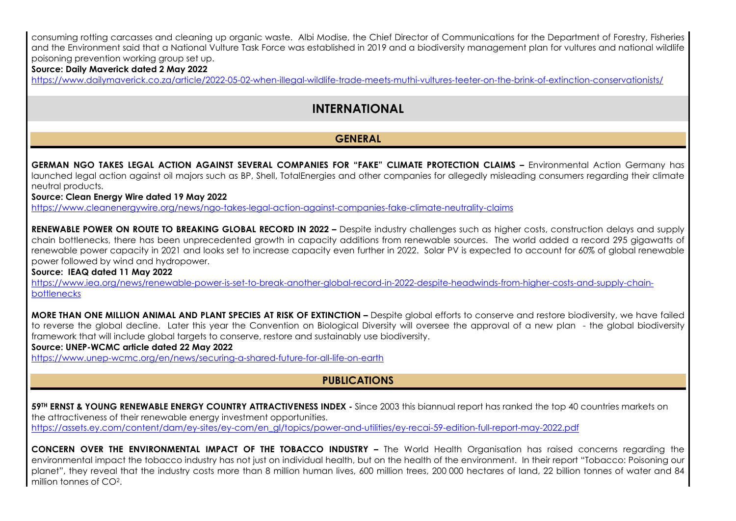consuming rotting carcasses and cleaning up organic waste. Albi Modise, the Chief Director of Communications for the Department of Forestry, Fisheries and the Environment said that a National Vulture Task Force was established in 2019 and a biodiversity management plan for vultures and national wildlife poisoning prevention working group set up.

**Source: Daily Maverick dated 2 May 2022**

https://www.dailymaverick.co.za/article/2022-05-02-when-illegal-wildlife-trade-meets-muthi-vultures-teeter-on-the-brink-of-extinction-conservationists/

# INTERNATIONAL

## GENERAL

**GERMAN NGO TAKES LEGAL ACTION AGAINST SEVERAL COMPANIES FOR "FAKE" CLIMATE PROTECTION CLAIMS –** Environmental Action Germany has launched legal action against oil majors such as BP, Shell, TotalEnergies and other companies for allegedly misleading consumers regarding their climate neutral products.

**Source: Clean Energy Wire dated 19 May 2022**

https://www.cleanenergywire.org/news/ngo-takes-legal-action-against-companies-fake-climate-neutrality-claims

**RENEWABLE POWER ON ROUTE TO BREAKING GLOBAL RECORD IN 2022 –** Despite industry challenges such as higher costs, construction delays and supply chain bottlenecks, there has been unprecedented growth in capacity additions from renewable sources. The world added a record 295 gigawatts of renewable power capacity in 2021 and looks set to increase capacity even further in 2022. Solar PV is expected to account for 60% of global renewable power followed by wind and hydropower.

**Source: IEAQ dated 11 May 2022**

https://www.iea.org/news/renewable-power-is-set-to-break-another-global-record-in-2022-despite-headwinds-from-higher-costs-and-supply-chain-bottlenecks

**MORE THAN ONE MILLION ANIMAL AND PLANT SPECIES AT RISK OF EXTINCTION –** Despite global efforts to conserve and restore biodiversity, we have failed to reverse the global decline. Later this year the Convention on Biological Diversity will oversee the approval of a new plan - the global biodiversity framework that will include global targets to conserve, restore and sustainably use biodiversity.

**Source: UNEP-WCMC article dated 22 May 2022**

https://www.unep-wcmc.org/en/news/securing-a-shared-future-for-all-life-on-earth

## PUBLICATIONS

**59TH ERNST & YOUNG RENEWABLE ENERGY COUNTRY ATTRACTIVENESS INDEX -** Since 2003 this biannual report has ranked the top 40 countries markets on the attractiveness of their renewable energy investment opportunities.

https://assets.ey.com/content/dam/ey-sites/ey-com/en_gl/topics/power-and-utilities/ey-recai-59-edition-full-report-may-2022.pdf

**CONCERN OVER THE ENVIRONMENTAL IMPACT OF THE TOBACCO INDUSTRY –** The World Health Organisation has raised concerns regarding the environmental impact the tobacco industry has not just on individual health, but on the health of the environment. In their report "Tobacco: Poisoning our planet", they reveal that the industry costs more than 8 million human lives, 600 million trees, 200 000 hectares of land, 22 billion tonnes of water and 84 million tonnes of $CO^2$.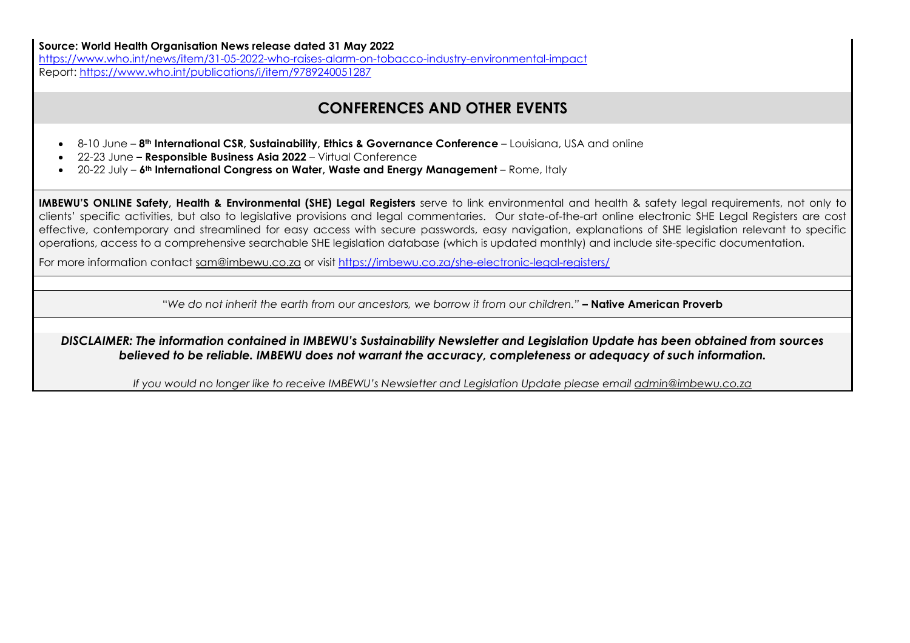**Source: World Health Organisation News release dated 31 May 2022**
https://www.who.int/news/item/31-05-2022-who-raises-alarm-on-tobacco-industry-environmental-impact
Report: https://www.who.int/publications/i/item/9789240051287

## CONFERENCES AND OTHER EVENTS

- 8-10 June – **8th International CSR, Sustainability, Ethics & Governance Conference** – Louisiana, USA and online
- 22-23 June **– Responsible Business Asia 2022** – Virtual Conference
- 20-22 July – **6th International Congress on Water, Waste and Energy Management** – Rome, Italy

**IMBEWU'S ONLINE Safety, Health & Environmental (SHE) Legal Registers** serve to link environmental and health & safety legal requirements, not only to clients' specific activities, but also to legislative provisions and legal commentaries. Our state-of-the-art online electronic SHE Legal Registers are cost effective, contemporary and streamlined for easy access with secure passwords, easy navigation, explanations of SHE legislation relevant to specific operations, access to a comprehensive searchable SHE legislation database (which is updated monthly) and include site-specific documentation.

For more information contact sam@imbewu.co.za or visit https://imbewu.co.za/she-electronic-legal-registers/

*"We do not inherit the earth from our ancestors, we borrow it from our children."* **– Native American Proverb**

***DISCLAIMER: The information contained in IMBEWU's Sustainability Newsletter and Legislation Update has been obtained from sources believed to be reliable. IMBEWU does not warrant the accuracy, completeness or adequacy of such information.***

*If you would no longer like to receive IMBEWU's Newsletter and Legislation Update please email admin@imbewu.co.za*